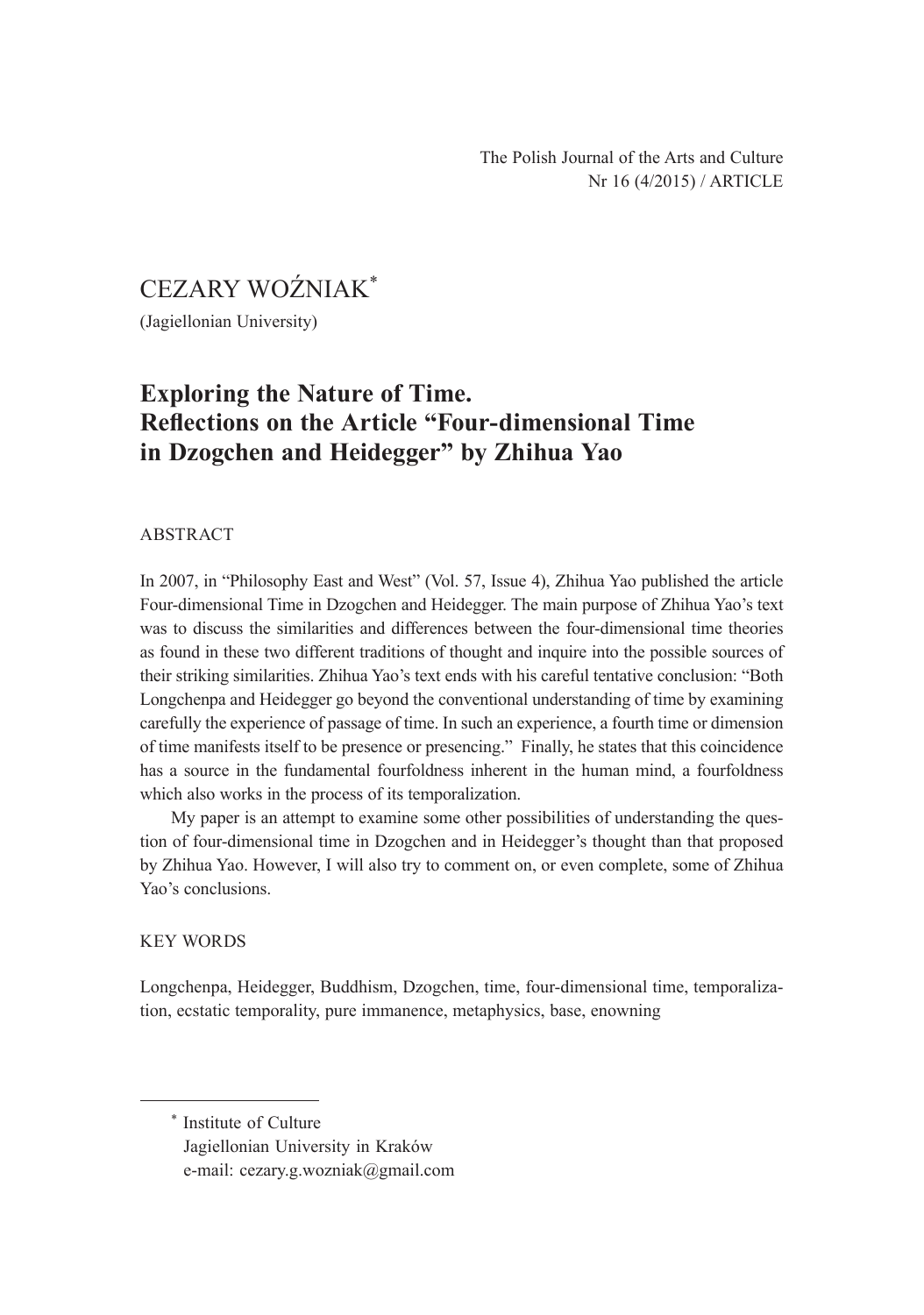The Polish Journal of the Arts and Culture
Nr 16 (4/2015) / ARTICLE

CEZARY WOŹNIAK[*]

(Jagiellonian University)

# Exploring the Nature of Time. Reflections on the Article "Four-dimensional Time in Dzogchen and Heidegger" by Zhihua Yao

## ABSTRACT

In 2007, in "Philosophy East and West" (Vol. 57, Issue 4), Zhihua Yao published the article Four-dimensional Time in Dzogchen and Heidegger. The main purpose of Zhihua Yao's text was to discuss the similarities and differences between the four-dimensional time theories as found in these two different traditions of thought and inquire into the possible sources of their striking similarities. Zhihua Yao's text ends with his careful tentative conclusion: "Both Longchenpa and Heidegger go beyond the conventional understanding of time by examining carefully the experience of passage of time. In such an experience, a fourth time or dimension of time manifests itself to be presence or presencing." Finally, he states that this coincidence has a source in the fundamental fourfoldness inherent in the human mind, a fourfoldness which also works in the process of its temporalization.

My paper is an attempt to examine some other possibilities of understanding the question of four-dimensional time in Dzogchen and in Heidegger's thought than that proposed by Zhihua Yao. However, I will also try to comment on, or even complete, some of Zhihua Yao's conclusions.

## KEY WORDS

Longchenpa, Heidegger, Buddhism, Dzogchen, time, four-dimensional time, temporalization, ecstatic temporality, pure immanence, metaphysics, base, enowning

---

[*] Institute of Culture
Jagiellonian University in Kraków
e-mail: cezary.g.wozniak@gmail.com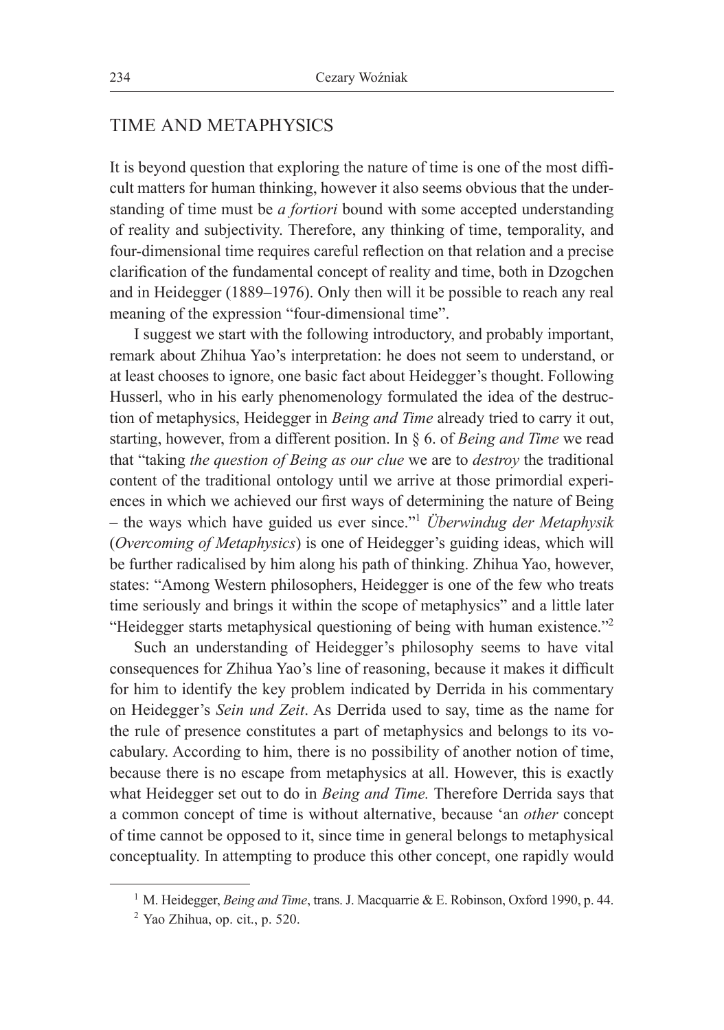## TIME AND METAPHYSICS

It is beyond question that exploring the nature of time is one of the most difficult matters for human thinking, however it also seems obvious that the understanding of time must be *a fortiori* bound with some accepted understanding of reality and subjectivity. Therefore, any thinking of time, temporality, and four-dimensional time requires careful reflection on that relation and a precise clarification of the fundamental concept of reality and time, both in Dzogchen and in Heidegger (1889–1976). Only then will it be possible to reach any real meaning of the expression "four-dimensional time".

I suggest we start with the following introductory, and probably important, remark about Zhihua Yao's interpretation: he does not seem to understand, or at least chooses to ignore, one basic fact about Heidegger's thought. Following Husserl, who in his early phenomenology formulated the idea of the destruction of metaphysics, Heidegger in *Being and Time* already tried to carry it out, starting, however, from a different position. In § 6. of *Being and Time* we read that "taking *the question of Being as our clue* we are to *destroy* the traditional content of the traditional ontology until we arrive at those primordial experiences in which we achieved our first ways of determining the nature of Being – the ways which have guided us ever since."[1] *Überwindug der Metaphysik* (*Overcoming of Metaphysics*) is one of Heidegger's guiding ideas, which will be further radicalised by him along his path of thinking. Zhihua Yao, however, states: "Among Western philosophers, Heidegger is one of the few who treats time seriously and brings it within the scope of metaphysics" and a little later "Heidegger starts metaphysical questioning of being with human existence."[2]

Such an understanding of Heidegger's philosophy seems to have vital consequences for Zhihua Yao's line of reasoning, because it makes it difficult for him to identify the key problem indicated by Derrida in his commentary on Heidegger's *Sein und Zeit*. As Derrida used to say, time as the name for the rule of presence constitutes a part of metaphysics and belongs to its vocabulary. According to him, there is no possibility of another notion of time, because there is no escape from metaphysics at all. However, this is exactly what Heidegger set out to do in *Being and Time.* Therefore Derrida says that a common concept of time is without alternative, because 'an *other* concept of time cannot be opposed to it, since time in general belongs to metaphysical conceptuality. In attempting to produce this other concept, one rapidly would

---

[1] M. Heidegger, *Being and Time*, trans. J. Macquarrie & E. Robinson, Oxford 1990, p. 44.

[2] Yao Zhihua, op. cit., p. 520.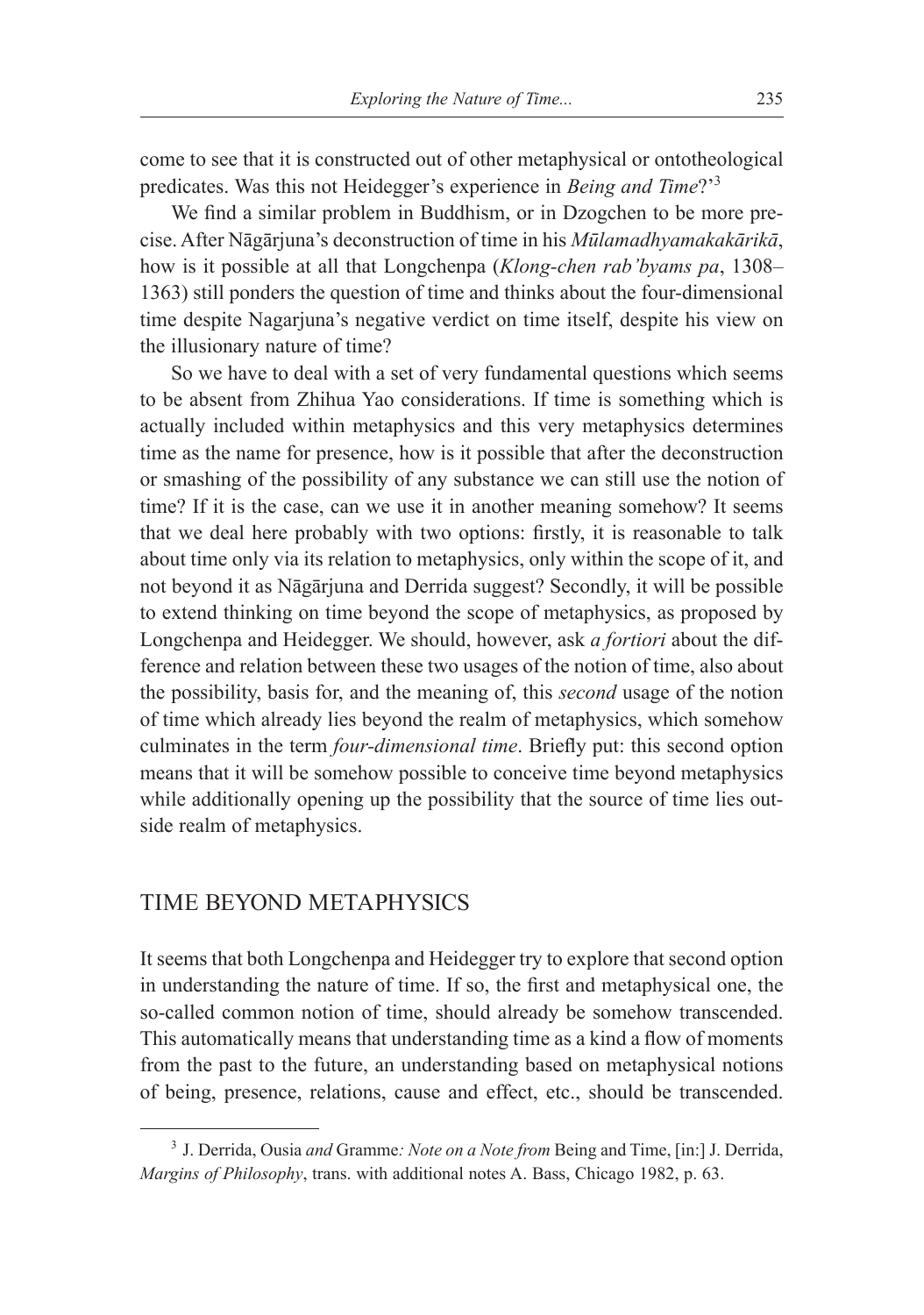come to see that it is constructed out of other metaphysical or ontotheological predicates. Was this not Heidegger's experience in *Being and Time*?'[3]

We find a similar problem in Buddhism, or in Dzogchen to be more precise. After Nāgārjuna's deconstruction of time in his *Mūlamadhyamakakārikā*, how is it possible at all that Longchenpa (*Klong-chen rab'byams pa*, 1308–1363) still ponders the question of time and thinks about the four-dimensional time despite Nagarjuna's negative verdict on time itself, despite his view on the illusionary nature of time?

So we have to deal with a set of very fundamental questions which seems to be absent from Zhihua Yao considerations. If time is something which is actually included within metaphysics and this very metaphysics determines time as the name for presence, how is it possible that after the deconstruction or smashing of the possibility of any substance we can still use the notion of time? If it is the case, can we use it in another meaning somehow? It seems that we deal here probably with two options: firstly, it is reasonable to talk about time only via its relation to metaphysics, only within the scope of it, and not beyond it as Nāgārjuna and Derrida suggest? Secondly, it will be possible to extend thinking on time beyond the scope of metaphysics, as proposed by Longchenpa and Heidegger. We should, however, ask *a fortiori* about the difference and relation between these two usages of the notion of time, also about the possibility, basis for, and the meaning of, this *second* usage of the notion of time which already lies beyond the realm of metaphysics, which somehow culminates in the term *four-dimensional time*. Briefly put: this second option means that it will be somehow possible to conceive time beyond metaphysics while additionally opening up the possibility that the source of time lies outside realm of metaphysics.

## TIME BEYOND METAPHYSICS

It seems that both Longchenpa and Heidegger try to explore that second option in understanding the nature of time. If so, the first and metaphysical one, the so-called common notion of time, should already be somehow transcended. This automatically means that understanding time as a kind a flow of moments from the past to the future, an understanding based on metaphysical notions of being, presence, relations, cause and effect, etc., should be transcended.

---

[3] J. Derrida, Ousia *and* Gramme*: Note on a Note from* Being and Time, [in:] J. Derrida, *Margins of Philosophy*, trans. with additional notes A. Bass, Chicago 1982, p. 63.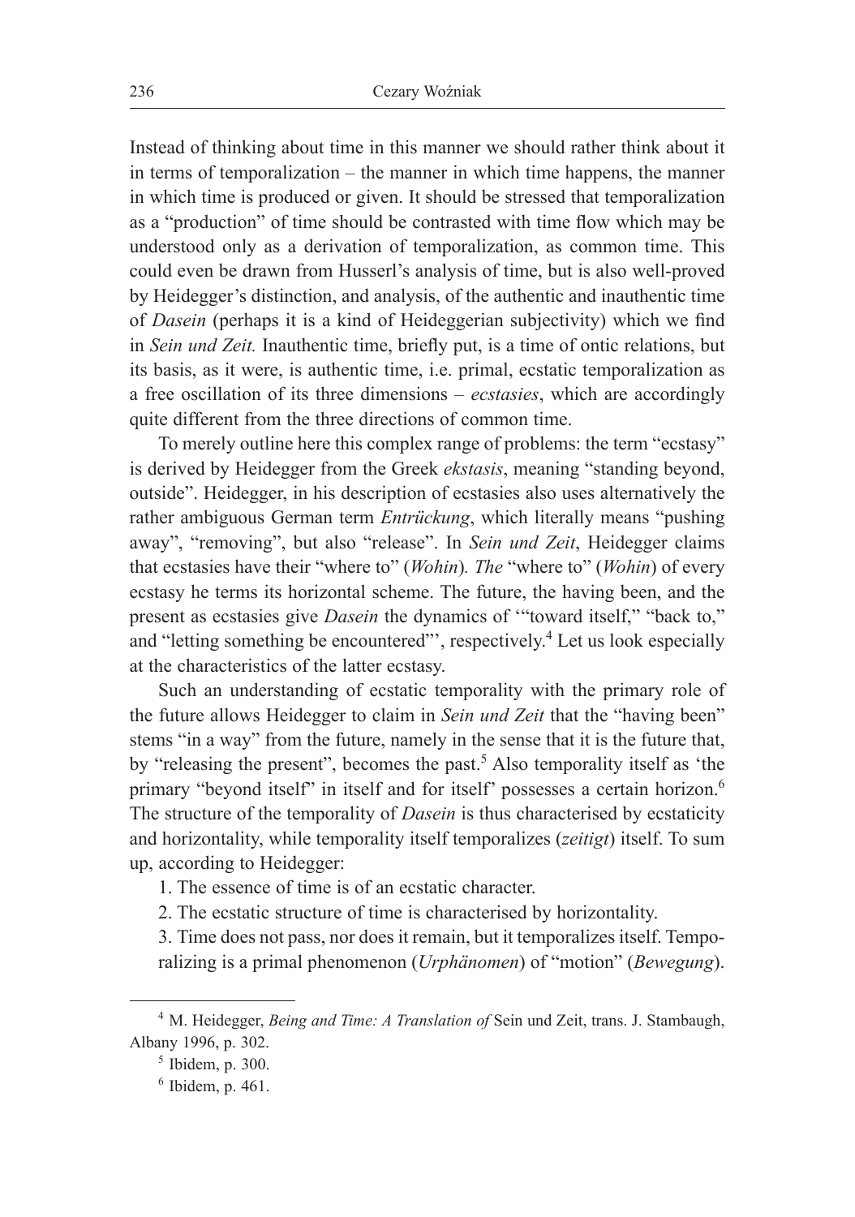Instead of thinking about time in this manner we should rather think about it in terms of temporalization – the manner in which time happens, the manner in which time is produced or given. It should be stressed that temporalization as a "production" of time should be contrasted with time flow which may be understood only as a derivation of temporalization, as common time. This could even be drawn from Husserl's analysis of time, but is also well-proved by Heidegger's distinction, and analysis, of the authentic and inauthentic time of *Dasein* (perhaps it is a kind of Heideggerian subjectivity) which we find in *Sein und Zeit.* Inauthentic time, briefly put, is a time of ontic relations, but its basis, as it were, is authentic time, i.e. primal, ecstatic temporalization as a free oscillation of its three dimensions – *ecstasies*, which are accordingly quite different from the three directions of common time.

To merely outline here this complex range of problems: the term "ecstasy" is derived by Heidegger from the Greek *ekstasis*, meaning "standing beyond, outside". Heidegger, in his description of ecstasies also uses alternatively the rather ambiguous German term *Entrückung*, which literally means "pushing away", "removing", but also "release". In *Sein und Zeit*, Heidegger claims that ecstasies have their "where to" (*Wohin*)*. The* "where to" (*Wohin*) of every ecstasy he terms its horizontal scheme. The future, the having been, and the present as ecstasies give *Dasein* the dynamics of '"toward itself," "back to," and "letting something be encountered"', respectively.[4] Let us look especially at the characteristics of the latter ecstasy.

Such an understanding of ecstatic temporality with the primary role of the future allows Heidegger to claim in *Sein und Zeit* that the "having been" stems "in a way" from the future, namely in the sense that it is the future that, by "releasing the present", becomes the past.[5] Also temporality itself as 'the primary "beyond itself" in itself and for itself' possesses a certain horizon.[6] The structure of the temporality of *Dasein* is thus characterised by ecstaticity and horizontality, while temporality itself temporalizes (*zeitigt*) itself. To sum up, according to Heidegger:

1. The essence of time is of an ecstatic character.
2. The ecstatic structure of time is characterised by horizontality.
3. Time does not pass, nor does it remain, but it temporalizes itself. Temporalizing is a primal phenomenon (*Urphänomen*) of "motion" (*Bewegung*).

---

[4] M. Heidegger, *Being and Time: A Translation of* Sein und Zeit, trans. J. Stambaugh, Albany 1996, p. 302.

[5] Ibidem, p. 300.

[6] Ibidem, p. 461.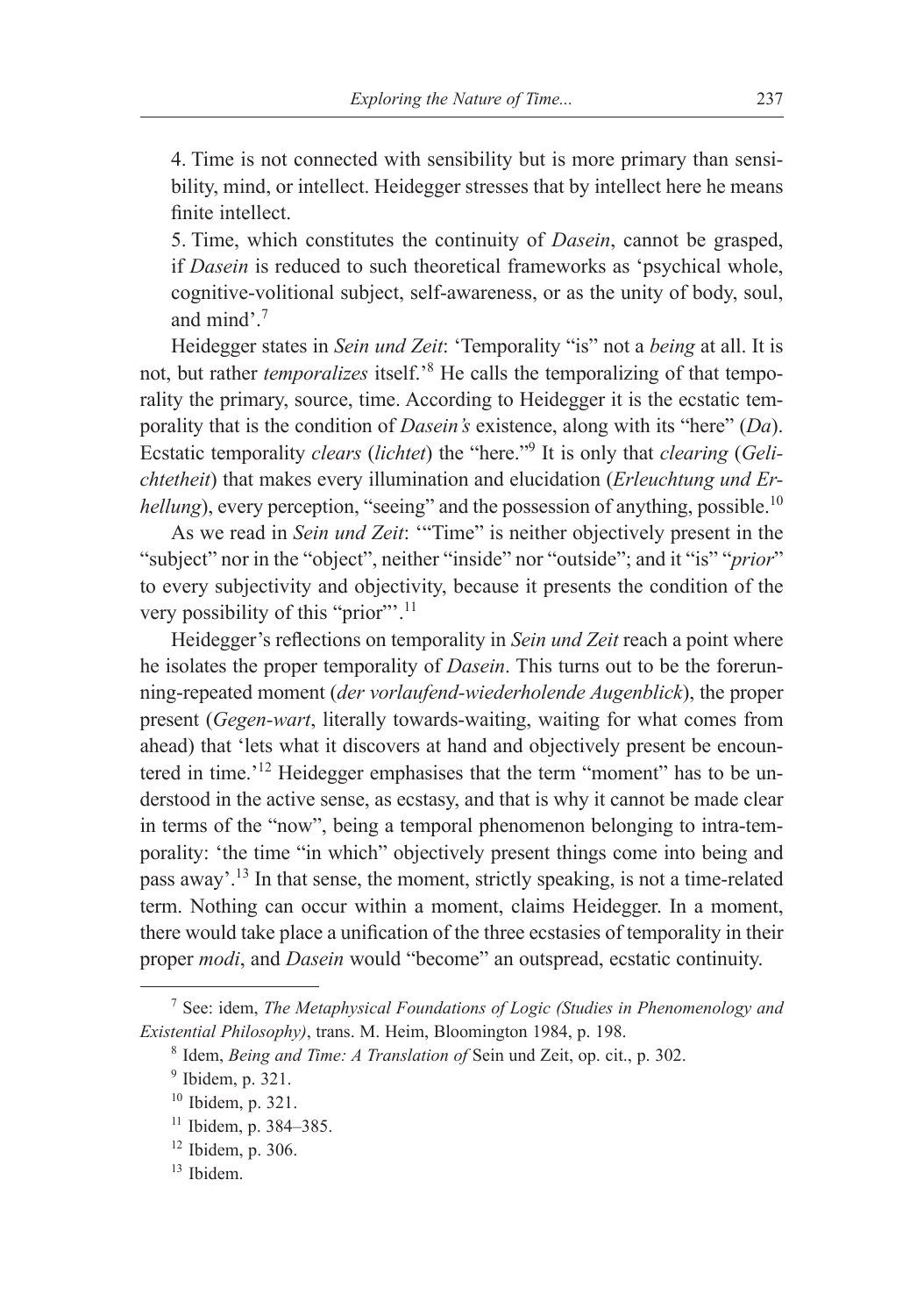4. Time is not connected with sensibility but is more primary than sensibility, mind, or intellect. Heidegger stresses that by intellect here he means finite intellect.

5. Time, which constitutes the continuity of *Dasein*, cannot be grasped, if *Dasein* is reduced to such theoretical frameworks as 'psychical whole, cognitive-volitional subject, self-awareness, or as the unity of body, soul, and mind'.[7]

Heidegger states in *Sein und Zeit*: 'Temporality "is" not a *being* at all. It is not, but rather *temporalizes* itself.'[8] He calls the temporalizing of that temporality the primary, source, time. According to Heidegger it is the ecstatic temporality that is the condition of *Dasein's* existence, along with its "here" (*Da*). Ecstatic temporality *clears* (*lichtet*) the "here."[9] It is only that *clearing* (*Gelichtetheit*) that makes every illumination and elucidation (*Erleuchtung und Erhellung*), every perception, "seeing" and the possession of anything, possible.[10]

As we read in *Sein und Zeit*: '"Time" is neither objectively present in the "subject" nor in the "object", neither "inside" nor "outside"; and it "is" "*prior*" to every subjectivity and objectivity, because it presents the condition of the very possibility of this "prior"'.[11]

Heidegger's reflections on temporality in *Sein und Zeit* reach a point where he isolates the proper temporality of *Dasein*. This turns out to be the forerunning-repeated moment (*der vorlaufend-wiederholende Augenblick*), the proper present (*Gegen-wart*, literally towards-waiting, waiting for what comes from ahead) that 'lets what it discovers at hand and objectively present be encountered in time.'[12] Heidegger emphasises that the term "moment" has to be understood in the active sense, as ecstasy, and that is why it cannot be made clear in terms of the "now", being a temporal phenomenon belonging to intra-temporality: 'the time "in which" objectively present things come into being and pass away'.[13] In that sense, the moment, strictly speaking, is not a time-related term. Nothing can occur within a moment, claims Heidegger. In a moment, there would take place a unification of the three ecstasies of temporality in their proper *modi*, and *Dasein* would "become" an outspread, ecstatic continuity.

---

[7] See: idem, *The Metaphysical Foundations of Logic (Studies in Phenomenology and Existential Philosophy)*, trans. M. Heim, Bloomington 1984, p. 198.

[8] Idem, *Being and Time: A Translation of* Sein und Zeit, op. cit., p. 302.

[9] Ibidem, p. 321.

[10] Ibidem, p. 321.

[11] Ibidem, p. 384–385.

[12] Ibidem, p. 306.

[13] Ibidem.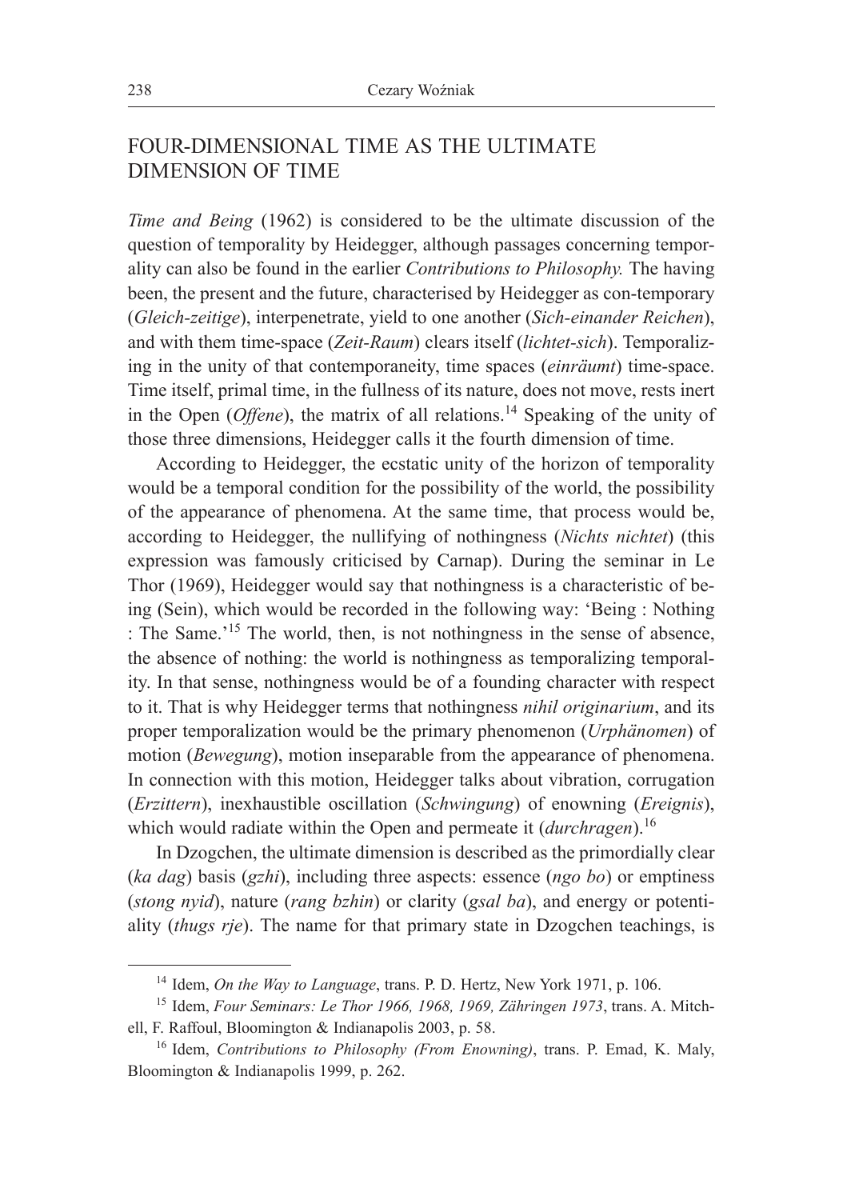## FOUR-DIMENSIONAL TIME AS THE ULTIMATE DIMENSION OF TIME

*Time and Being* (1962) is considered to be the ultimate discussion of the question of temporality by Heidegger, although passages concerning temporality can also be found in the earlier *Contributions to Philosophy.* The having been, the present and the future, characterised by Heidegger as con-temporary (*Gleich-zeitige*), interpenetrate, yield to one another (*Sich-einander Reichen*), and with them time-space (*Zeit-Raum*) clears itself (*lichtet-sich*). Temporalizing in the unity of that contemporaneity, time spaces (*einräumt*) time-space. Time itself, primal time, in the fullness of its nature, does not move, rests inert in the Open (*Offene*), the matrix of all relations.[14] Speaking of the unity of those three dimensions, Heidegger calls it the fourth dimension of time.

According to Heidegger, the ecstatic unity of the horizon of temporality would be a temporal condition for the possibility of the world, the possibility of the appearance of phenomena. At the same time, that process would be, according to Heidegger, the nullifying of nothingness (*Nichts nichtet*) (this expression was famously criticised by Carnap). During the seminar in Le Thor (1969), Heidegger would say that nothingness is a characteristic of being (Sein), which would be recorded in the following way: 'Being : Nothing : The Same.'[15] The world, then, is not nothingness in the sense of absence, the absence of nothing: the world is nothingness as temporalizing temporality. In that sense, nothingness would be of a founding character with respect to it. That is why Heidegger terms that nothingness *nihil originarium*, and its proper temporalization would be the primary phenomenon (*Urphänomen*) of motion (*Bewegung*), motion inseparable from the appearance of phenomena. In connection with this motion, Heidegger talks about vibration, corrugation (*Erzittern*), inexhaustible oscillation (*Schwingung*) of enowning (*Ereignis*), which would radiate within the Open and permeate it (*durchragen*).[16]

In Dzogchen, the ultimate dimension is described as the primordially clear (*ka dag*) basis (*gzhi*), including three aspects: essence (*ngo bo*) or emptiness (*stong nyid*), nature (*rang bzhin*) or clarity (*gsal ba*), and energy or potentiality (*thugs rje*). The name for that primary state in Dzogchen teachings, is

---

[14] Idem, *On the Way to Language*, trans. P. D. Hertz, New York 1971, p. 106.

[15] Idem, *Four Seminars: Le Thor 1966, 1968, 1969, Zähringen 1973*, trans. A. Mitchell, F. Raffoul, Bloomington & Indianapolis 2003, p. 58.

[16] Idem, *Contributions to Philosophy (From Enowning)*, trans. P. Emad, K. Maly, Bloomington & Indianapolis 1999, p. 262.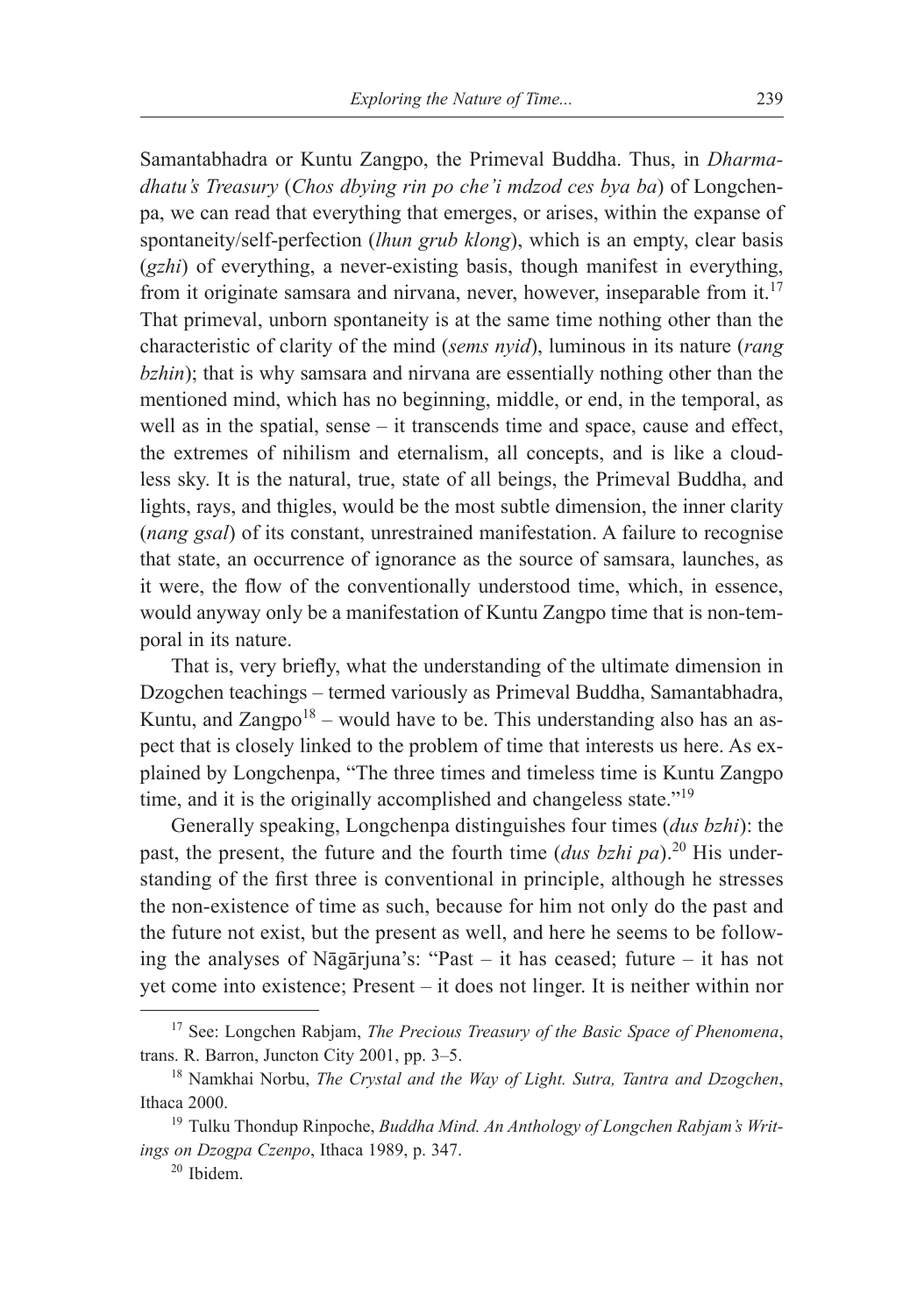Samantabhadra or Kuntu Zangpo, the Primeval Buddha. Thus, in *Dharmadhatu's Treasury* (*Chos dbying rin po che'i mdzod ces bya ba*) of Longchenpa, we can read that everything that emerges, or arises, within the expanse of spontaneity/self-perfection (*lhun grub klong*), which is an empty, clear basis (*gzhi*) of everything, a never-existing basis, though manifest in everything, from it originate samsara and nirvana, never, however, inseparable from it.[17] That primeval, unborn spontaneity is at the same time nothing other than the characteristic of clarity of the mind (*sems nyid*), luminous in its nature (*rang bzhin*); that is why samsara and nirvana are essentially nothing other than the mentioned mind, which has no beginning, middle, or end, in the temporal, as well as in the spatial, sense – it transcends time and space, cause and effect, the extremes of nihilism and eternalism, all concepts, and is like a cloudless sky. It is the natural, true, state of all beings, the Primeval Buddha, and lights, rays, and thigles, would be the most subtle dimension, the inner clarity (*nang gsal*) of its constant, unrestrained manifestation. A failure to recognise that state, an occurrence of ignorance as the source of samsara, launches, as it were, the flow of the conventionally understood time, which, in essence, would anyway only be a manifestation of Kuntu Zangpo time that is non-temporal in its nature.

That is, very briefly, what the understanding of the ultimate dimension in Dzogchen teachings – termed variously as Primeval Buddha, Samantabhadra, Kuntu, and Zangpo[18] – would have to be. This understanding also has an aspect that is closely linked to the problem of time that interests us here. As explained by Longchenpa, "The three times and timeless time is Kuntu Zangpo time, and it is the originally accomplished and changeless state."[19]

Generally speaking, Longchenpa distinguishes four times (*dus bzhi*): the past, the present, the future and the fourth time (*dus bzhi pa*).[20] His understanding of the first three is conventional in principle, although he stresses the non-existence of time as such, because for him not only do the past and the future not exist, but the present as well, and here he seems to be following the analyses of Nāgārjuna's: "Past – it has ceased; future – it has not yet come into existence; Present – it does not linger. It is neither within nor

---

[17] See: Longchen Rabjam, *The Precious Treasury of the Basic Space of Phenomena*, trans. R. Barron, Juncton City 2001, pp. 3–5.

[18] Namkhai Norbu, *The Crystal and the Way of Light. Sutra, Tantra and Dzogchen*, Ithaca 2000.

[19] Tulku Thondup Rinpoche, *Buddha Mind. An Anthology of Longchen Rabjam's Writings on Dzogpa Czenpo*, Ithaca 1989, p. 347.

[20] Ibidem.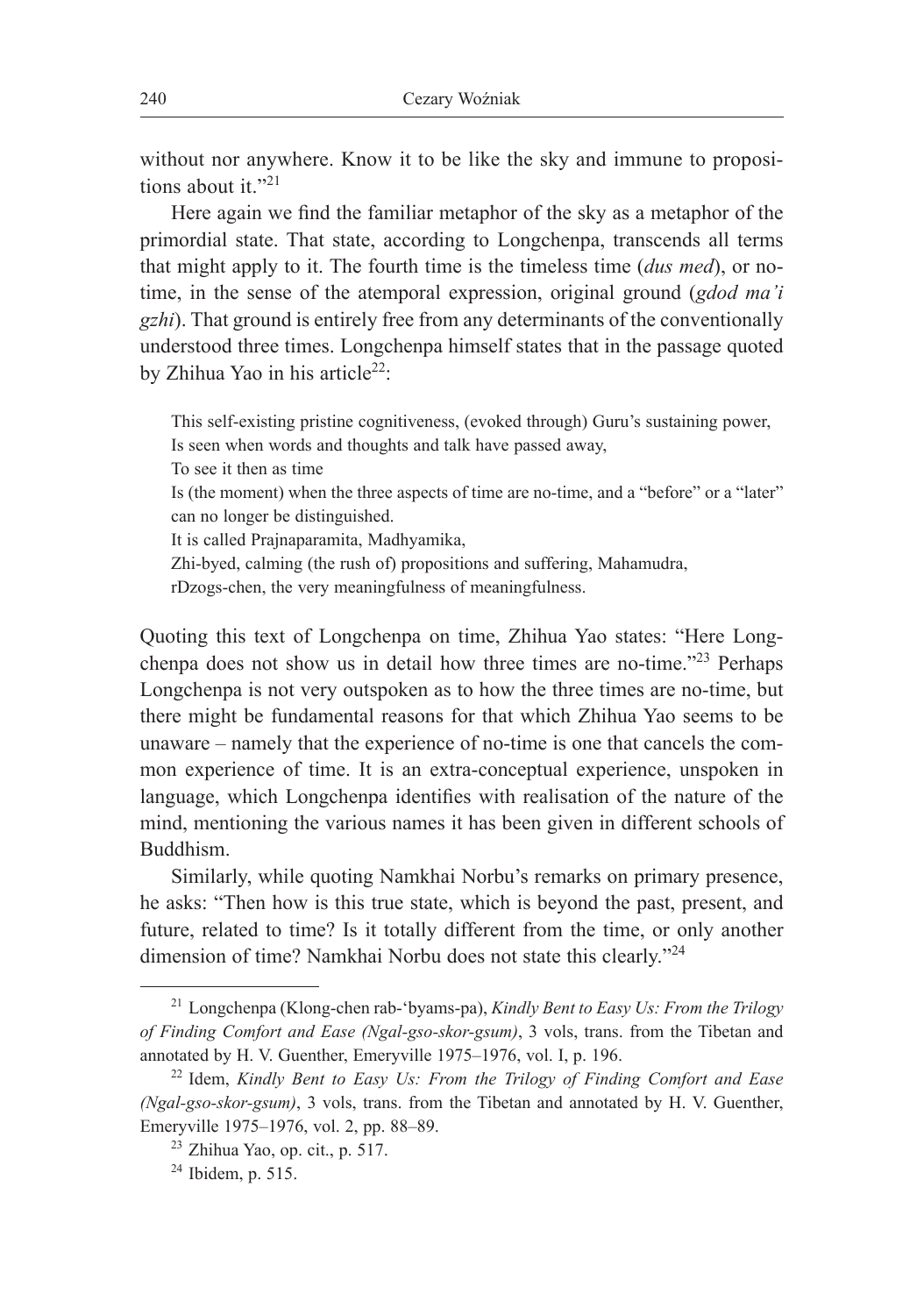without nor anywhere. Know it to be like the sky and immune to propositions about it."[21]

Here again we find the familiar metaphor of the sky as a metaphor of the primordial state. That state, according to Longchenpa, transcends all terms that might apply to it. The fourth time is the timeless time (*dus med*), or no-time, in the sense of the atemporal expression, original ground (*gdod ma'i gzhi*). That ground is entirely free from any determinants of the conventionally understood three times. Longchenpa himself states that in the passage quoted by Zhihua Yao in his article[22]:

> This self-existing pristine cognitiveness, (evoked through) Guru's sustaining power,
> Is seen when words and thoughts and talk have passed away,
> To see it then as time
> Is (the moment) when the three aspects of time are no-time, and a "before" or a "later" can no longer be distinguished.
> It is called Prajnaparamita, Madhyamika,
> Zhi-byed, calming (the rush of) propositions and suffering, Mahamudra,
> rDzogs-chen, the very meaningfulness of meaningfulness.

Quoting this text of Longchenpa on time, Zhihua Yao states: "Here Longchenpa does not show us in detail how three times are no-time."[23] Perhaps Longchenpa is not very outspoken as to how the three times are no-time, but there might be fundamental reasons for that which Zhihua Yao seems to be unaware – namely that the experience of no-time is one that cancels the common experience of time. It is an extra-conceptual experience, unspoken in language, which Longchenpa identifies with realisation of the nature of the mind, mentioning the various names it has been given in different schools of Buddhism.

Similarly, while quoting Namkhai Norbu's remarks on primary presence, he asks: "Then how is this true state, which is beyond the past, present, and future, related to time? Is it totally different from the time, or only another dimension of time? Namkhai Norbu does not state this clearly."[24]

---

[21] Longchenpa (Klong-chen rab-'byams-pa), *Kindly Bent to Easy Us: From the Trilogy of Finding Comfort and Ease (Ngal-gso-skor-gsum)*, 3 vols, trans. from the Tibetan and annotated by H. V. Guenther, Emeryville 1975–1976, vol. I, p. 196.

[22] Idem, *Kindly Bent to Easy Us: From the Trilogy of Finding Comfort and Ease (Ngal-gso-skor-gsum)*, 3 vols, trans. from the Tibetan and annotated by H. V. Guenther, Emeryville 1975–1976, vol. 2, pp. 88–89.

[23] Zhihua Yao, op. cit., p. 517.

[24] Ibidem, p. 515.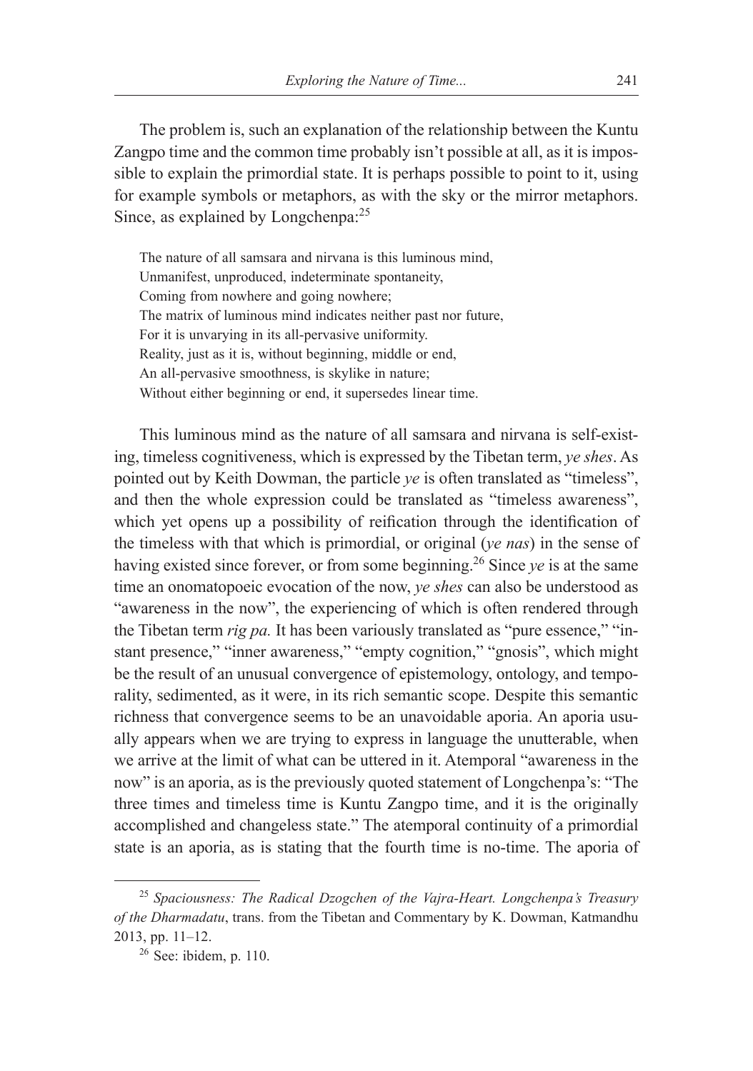The problem is, such an explanation of the relationship between the Kuntu Zangpo time and the common time probably isn't possible at all, as it is impossible to explain the primordial state. It is perhaps possible to point to it, using for example symbols or metaphors, as with the sky or the mirror metaphors. Since, as explained by Longchenpa:[25]

> The nature of all samsara and nirvana is this luminous mind,
> Unmanifest, unproduced, indeterminate spontaneity,
> Coming from nowhere and going nowhere;
> The matrix of luminous mind indicates neither past nor future,
> For it is unvarying in its all-pervasive uniformity.
> Reality, just as it is, without beginning, middle or end,
> An all-pervasive smoothness, is skylike in nature;
> Without either beginning or end, it supersedes linear time.

This luminous mind as the nature of all samsara and nirvana is self-existing, timeless cognitiveness, which is expressed by the Tibetan term, *ye shes*. As pointed out by Keith Dowman, the particle *ye* is often translated as "timeless", and then the whole expression could be translated as "timeless awareness", which yet opens up a possibility of reification through the identification of the timeless with that which is primordial, or original (*ye nas*) in the sense of having existed since forever, or from some beginning.[26] Since *ye* is at the same time an onomatopoeic evocation of the now, *ye shes* can also be understood as "awareness in the now", the experiencing of which is often rendered through the Tibetan term *rig pa.* It has been variously translated as "pure essence," "instant presence," "inner awareness," "empty cognition," "gnosis", which might be the result of an unusual convergence of epistemology, ontology, and temporality, sedimented, as it were, in its rich semantic scope. Despite this semantic richness that convergence seems to be an unavoidable aporia. An aporia usually appears when we are trying to express in language the unutterable, when we arrive at the limit of what can be uttered in it. Atemporal "awareness in the now" is an aporia, as is the previously quoted statement of Longchenpa's: "The three times and timeless time is Kuntu Zangpo time, and it is the originally accomplished and changeless state." The atemporal continuity of a primordial state is an aporia, as is stating that the fourth time is no-time. The aporia of

---

[25] *Spaciousness: The Radical Dzogchen of the Vajra-Heart. Longchenpa's Treasury of the Dharmadatu*, trans. from the Tibetan and Commentary by K. Dowman, Katmandhu 2013, pp. 11–12.

[26] See: ibidem, p. 110.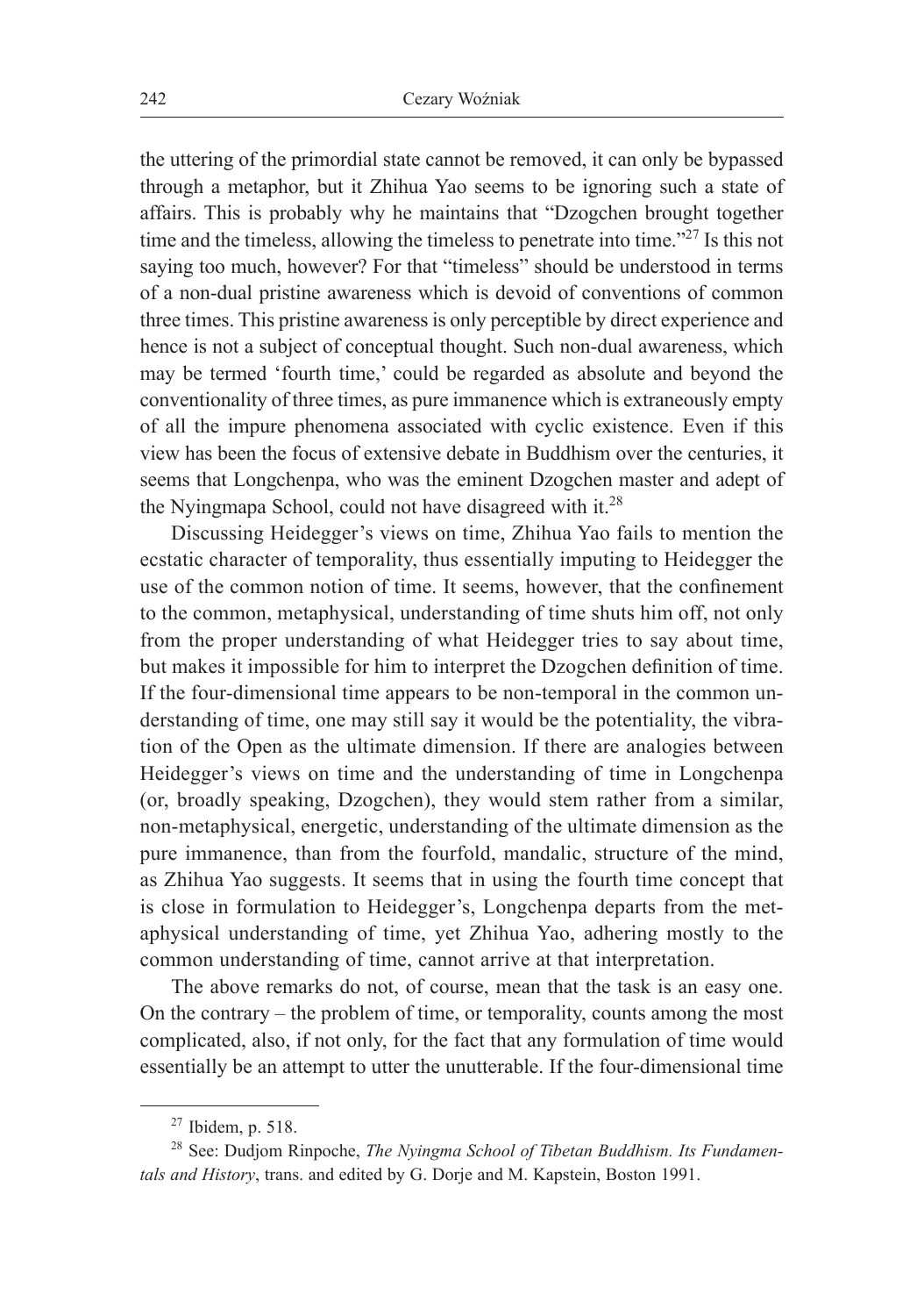the uttering of the primordial state cannot be removed, it can only be bypassed through a metaphor, but it Zhihua Yao seems to be ignoring such a state of affairs. This is probably why he maintains that "Dzogchen brought together time and the timeless, allowing the timeless to penetrate into time."[27] Is this not saying too much, however? For that "timeless" should be understood in terms of a non-dual pristine awareness which is devoid of conventions of common three times. This pristine awareness is only perceptible by direct experience and hence is not a subject of conceptual thought. Such non-dual awareness, which may be termed 'fourth time,' could be regarded as absolute and beyond the conventionality of three times, as pure immanence which is extraneously empty of all the impure phenomena associated with cyclic existence. Even if this view has been the focus of extensive debate in Buddhism over the centuries, it seems that Longchenpa, who was the eminent Dzogchen master and adept of the Nyingmapa School, could not have disagreed with it.[28]

Discussing Heidegger's views on time, Zhihua Yao fails to mention the ecstatic character of temporality, thus essentially imputing to Heidegger the use of the common notion of time. It seems, however, that the confinement to the common, metaphysical, understanding of time shuts him off, not only from the proper understanding of what Heidegger tries to say about time, but makes it impossible for him to interpret the Dzogchen definition of time. If the four-dimensional time appears to be non-temporal in the common understanding of time, one may still say it would be the potentiality, the vibration of the Open as the ultimate dimension. If there are analogies between Heidegger's views on time and the understanding of time in Longchenpa (or, broadly speaking, Dzogchen), they would stem rather from a similar, non-metaphysical, energetic, understanding of the ultimate dimension as the pure immanence, than from the fourfold, mandalic, structure of the mind, as Zhihua Yao suggests. It seems that in using the fourth time concept that is close in formulation to Heidegger's, Longchenpa departs from the metaphysical understanding of time, yet Zhihua Yao, adhering mostly to the common understanding of time, cannot arrive at that interpretation.

The above remarks do not, of course, mean that the task is an easy one. On the contrary – the problem of time, or temporality, counts among the most complicated, also, if not only, for the fact that any formulation of time would essentially be an attempt to utter the unutterable. If the four-dimensional time

---

[27] Ibidem, p. 518.

[28] See: Dudjom Rinpoche, *The Nyingma School of Tibetan Buddhism. Its Fundamentals and History*, trans. and edited by G. Dorje and M. Kapstein, Boston 1991.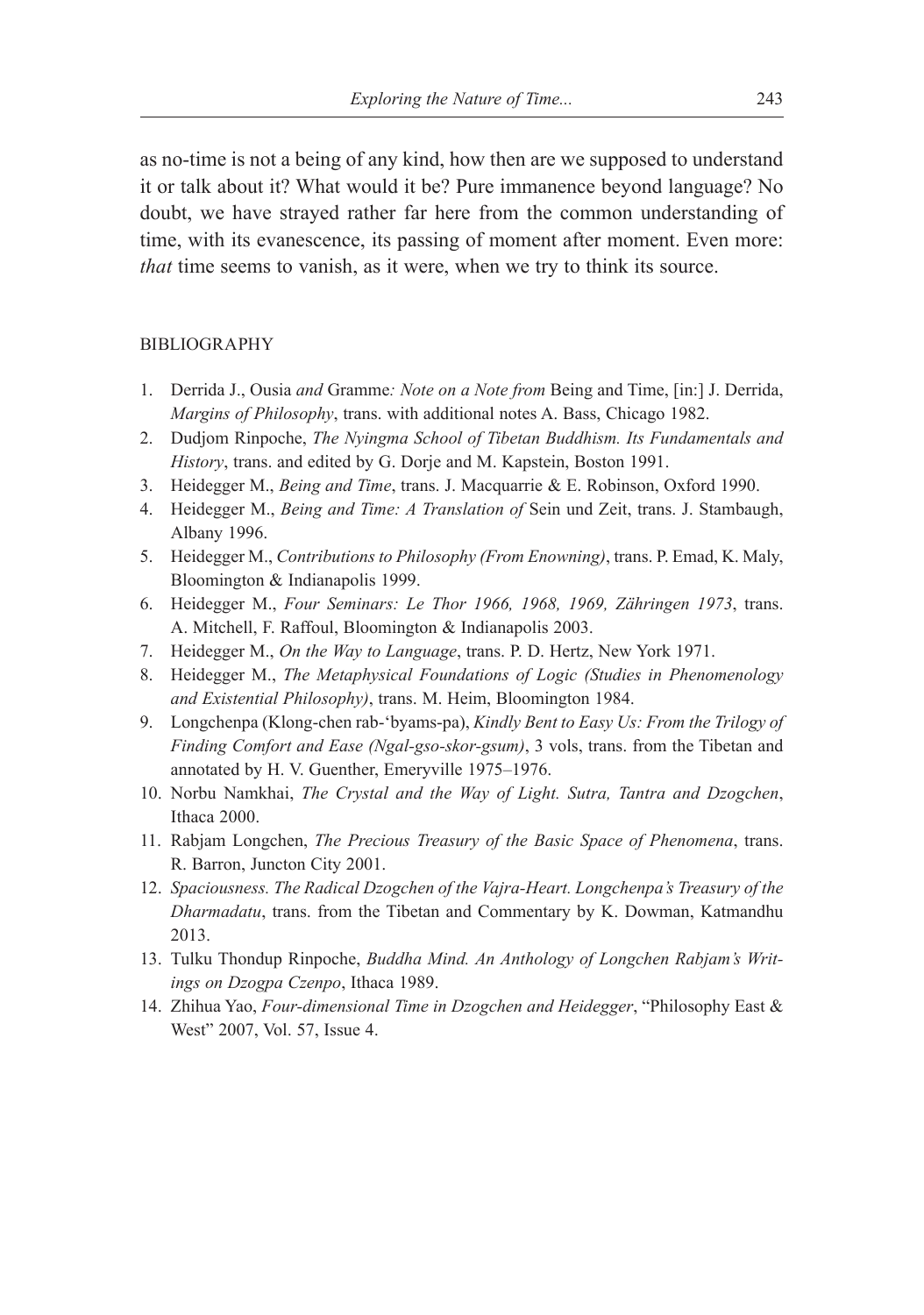as no-time is not a being of any kind, how then are we supposed to understand it or talk about it? What would it be? Pure immanence beyond language? No doubt, we have strayed rather far here from the common understanding of time, with its evanescence, its passing of moment after moment. Even more: *that* time seems to vanish, as it were, when we try to think its source.

## BIBLIOGRAPHY

1. Derrida J., Ousia *and* Gramme*: Note on a Note from* Being and Time, [in:] J. Derrida, *Margins of Philosophy*, trans. with additional notes A. Bass, Chicago 1982.
2. Dudjom Rinpoche, *The Nyingma School of Tibetan Buddhism. Its Fundamentals and History*, trans. and edited by G. Dorje and M. Kapstein, Boston 1991.
3. Heidegger M., *Being and Time*, trans. J. Macquarrie & E. Robinson, Oxford 1990.
4. Heidegger M., *Being and Time: A Translation of* Sein und Zeit, trans. J. Stambaugh, Albany 1996.
5. Heidegger M., *Contributions to Philosophy (From Enowning)*, trans. P. Emad, K. Maly, Bloomington & Indianapolis 1999.
6. Heidegger M., *Four Seminars: Le Thor 1966, 1968, 1969, Zähringen 1973*, trans. A. Mitchell, F. Raffoul, Bloomington & Indianapolis 2003.
7. Heidegger M., *On the Way to Language*, trans. P. D. Hertz, New York 1971.
8. Heidegger M., *The Metaphysical Foundations of Logic (Studies in Phenomenology and Existential Philosophy)*, trans. M. Heim, Bloomington 1984.
9. Longchenpa (Klong-chen rab-'byams-pa), *Kindly Bent to Easy Us: From the Trilogy of Finding Comfort and Ease (Ngal-gso-skor-gsum)*, 3 vols, trans. from the Tibetan and annotated by H. V. Guenther, Emeryville 1975–1976.
10. Norbu Namkhai, *The Crystal and the Way of Light. Sutra, Tantra and Dzogchen*, Ithaca 2000.
11. Rabjam Longchen, *The Precious Treasury of the Basic Space of Phenomena*, trans. R. Barron, Juncton City 2001.
12. *Spaciousness. The Radical Dzogchen of the Vajra-Heart. Longchenpa's Treasury of the Dharmadatu*, trans. from the Tibetan and Commentary by K. Dowman, Katmandhu 2013.
13. Tulku Thondup Rinpoche, *Buddha Mind. An Anthology of Longchen Rabjam's Writings on Dzogpa Czenpo*, Ithaca 1989.
14. Zhihua Yao, *Four-dimensional Time in Dzogchen and Heidegger*, "Philosophy East & West" 2007, Vol. 57, Issue 4.